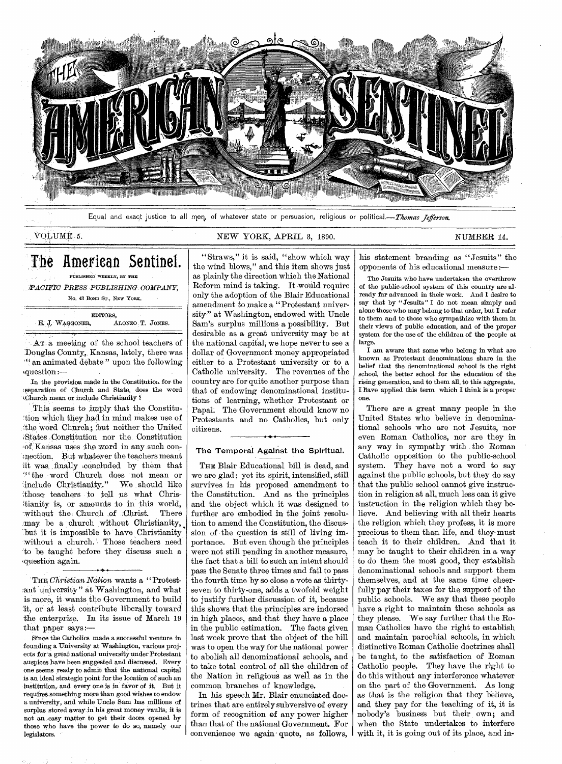# THE AMERICAN SENTINEL

Equal and exact justice to all men, of whatever state or persuasion, religious or political.—*Thomas Jefferson.*

VOLUME 5. NEW YORK, APRIL 3, 1890. NUMBER 14.

## The American Sentinel.

PUBLISHED WEEKLY, BY THE

*PACIFIC PRESS PUBLISHING COMPANY,*

No. 43 BOND ST., NEW YORK.

EDITORS,

E. J. WAGGONER, ALONZO T. JONES.

AT a meeting of the school teachers of Douglas County, Kansas, lately, there was "an animated debate" upon the following question:—

In the provision made in the Constitution for the separation of Church and State, does the word Church mean or include Christianity?

This seems to imply that the Constitution which they had in mind makes use of the word Church; but neither the United States Constitution nor the Constitution of Kansas uses the word in any such connection. But whatever the teachers meant it was finally concluded by them that "the word Church does not mean or include Christianity." We should like those teachers to tell us what Christianity is, or amounts to in this world, without the Church of Christ. There may be a church without Christianity, but it is impossible to have Christianity without a church. Those teachers need to be taught before they discuss such a question again.

---

THE *Christian Nation* wants a "Protestant university" at Washington, and what is more, it wants the Government to build it, or at least contribute liberally toward the enterprise. In its issue of March 19 that paper says:—

Since the Catholics made a successful venture in founding a University at Washington, various projects for a great national university under Protestant auspices have been suggested and discussed. Every one seems ready to admit that the national capital is an ideal strategic point for the location of such an institution, and every one is in favor of it. But it requires something more than good wishes to endow a university, and while Uncle Sam has millions of surplus stored away in his great money vaults, it is not an easy matter to get their doors opened by those who have the power to do so, namely our legislators.

"Straws," it is said, "show which way the wind blows," and this item shows just as plainly the direction which the National Reform mind is taking. It would require only the adoption of the Blair Educational amendment to make a "Protestant university" at Washington, endowed with Uncle Sam's surplus millions a possibility. But desirable as a great university may be at the national capital, we hope never to see a dollar of Government money appropriated either to a Protestant university or to a Catholic university. The revenues of the country are for quite another purpose than that of endowing denominational institutions of learning, whether Protestant or Papal. The Government should know no Protestants and no Catholics, but only citizens.

---

### The Temporal Against the Spiritual.

THE Blair Educational bill is dead, and we are glad; yet its spirit, intensified, still survives in his proposed amendment to the Constitution. And as the principles and the object which it was designed to further are embodied in the joint resolution to amend the Constitution, the discussion of the question is still of living importance. But even though the principles were not still pending in another measure, the fact that a bill to such an intent should pass the Senate three times and fail to pass the fourth time by so close a vote as thirty-seven to thirty-one, adds a twofold weight to justify further discussion of it, because this shows that the principles are indorsed in high places, and that they have a place in the public estimation. The facts given last week prove that the object of the bill was to open the way for the national power to abolish all denominational schools, and to take total control of all the children of the Nation in religious as well as in the common branches of knowledge.

In his speech Mr. Blair enunciated doctrines that are entirely subversive of every form of recognition of any power higher than that of the national Government. For convenience we again quote, as follows, his statement branding as "Jesuits" the opponents of his educational measure:—

The Jesuits who have undertaken the overthrow of the public-school system of this country are already far advanced in their work. And I desire to say that by "Jesuits" I do not mean simply and alone those who may belong to that order, but I refer to them and to those who sympathize with them in their views of public education, and of the proper system for the use of the children of the people at large.

I am aware that some who belong in what are known as Protestant denominations share in the belief that the denominational school is the right school, the better school for the education of the rising generation, and to them all, to this aggregate, I have applied this term which I think is a proper one.

There are a great many people in the United States who believe in denominational schools who are not Jesuits, nor even Roman Catholics, nor are they in any way in sympathy with the Roman Catholic opposition to the public-school system. They have not a word to say against the public schools, but they do say that the public school cannot give instruction in religion at all, much less can it give instruction in the religion which they believe. And believing with all their hearts the religion which they profess, it is more precious to them than life, and they must teach it to their children. And that it may be taught to their children in a way to do them the most good, they establish denominational schools and support them themselves, and at the same time cheerfully pay their taxes for the support of the public schools. We say that these people have a right to maintain these schools as they please. We say further that the Roman Catholics have the right to establish and maintain parochial schools, in which distinctive Roman Catholic doctrines shall be taught, to the satisfaction of Roman Catholic people. They have the right to do this without any interference whatever on the part of the Government. As long as that is the religion that they believe, and they pay for the teaching of it, it is nobody's business but their own; and when the State undertakes to interfere with it, it is going out of its place, and in-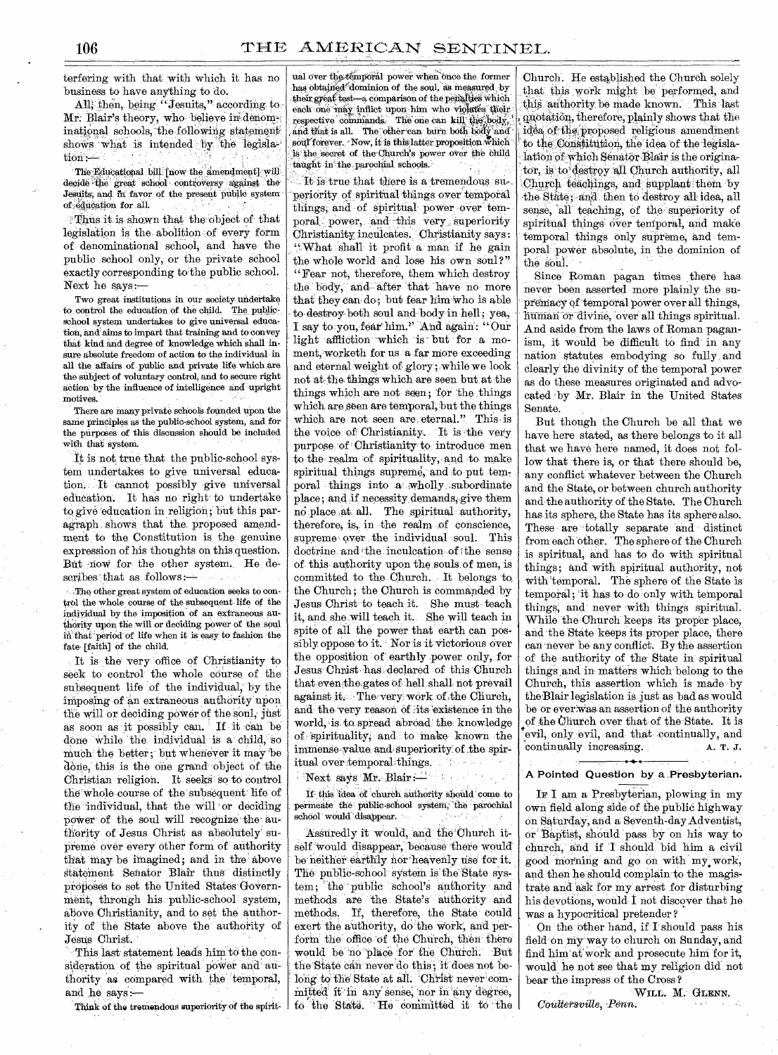terfering with that with which it has no business to have anything to do.

All, then, being "Jesuits," according to Mr. Blair's theory, who believe in denominational schools, the following statement shows what is intended by the legislation:—

> The Educational bill [now the amendment] will decide the great school controversy against the Jesuits, and in favor of the present public system of education for all.

Thus it is shown that the object of that legislation is the abolition of every form of denominational school, and have the public school only, or the private school exactly corresponding to the public school. Next he says:—

> Two great institutions in our society undertake to control the education of the child. The public-school system undertakes to give universal education, and aims to impart that training and to convey that kind and degree of knowledge which shall insure absolute freedom of action to the individual in all the affairs of public and private life which are the subject of voluntary control, and to secure right action by the influence of intelligence and upright motives.
>
> There are many private schools founded upon the same principles as the public-school system, and for the purposes of this discussion should be included with that system.

It is not true that the public-school system undertakes to give universal education. It cannot possibly give universal education. It has no right to undertake to give education in religion; but this paragraph shows that the proposed amendment to the Constitution is the genuine expression of his thoughts on this question. But now for the other system. He describes that as follows:—

> The other great system of education seeks to control the whole course of the subsequent life of the individual by the imposition of an extraneous authority upon the will or deciding power of the soul in that period of life when it is easy to fashion the fate [faith] of the child.

It is the very office of Christianity to seek to control the whole course of the subsequent life of the individual, by the imposing of an extraneous authority upon the will or deciding power of the soul, just as soon as it possibly can. If it can be done while the individual is a child, so much the better; but whenever it may be done, this is the one grand object of the Christian religion. It seeks so to control the whole course of the subsequent life of the individual, that the will or deciding power of the soul will recognize the authority of Jesus Christ as absolutely supreme over every other form of authority that may be imagined; and in the above statement Senator Blair thus distinctly proposes to set the United States Government, through his public-school system, above Christianity, and to set the authority of the State above the authority of Jesus Christ.

This last statement leads him to the consideration of the spiritual power and authority as compared with the temporal, and he says:—

> Think of the tremendous superiority of the spiritual over the temporal power when once the former has obtained dominion of the soul, as measured by their great test—a comparison of the penalties which each one may inflict upon him who violates their respective commands. The one can kill the body, and that is all. The other can burn both body and soul forever. Now, it is this latter proposition which is the secret of the Church's power over the child taught in the parochial schools.

It is true that there is a tremendous superiority of spiritual things over temporal things, and of spiritual power over temporal power, and this very superiority Christianity inculcates. Christianity says: "What shall it profit a man if he gain the whole world and lose his own soul?" "Fear not, therefore, them which destroy the body, and after that have no more that they can do; but fear him who is able to destroy both soul and body in hell; yea, I say to you, fear him." And again: "Our light affliction which is but for a moment, worketh for us a far more exceeding and eternal weight of glory; while we look not at the things which are seen but at the things which are not seen; for the things which are seen are temporal, but the things which are not seen are eternal." This is the voice of Christianity. It is the very purpose of Christianity to introduce men to the realm of spirituality, and to make spiritual things supreme, and to put temporal things into a wholly subordinate place; and if necessity demands, give them no place at all. The spiritual authority, therefore, is, in the realm of conscience, supreme over the individual soul. This doctrine and the inculcation of the sense of this authority upon the souls of men, is committed to the Church. It belongs to the Church; the Church is commanded by Jesus Christ to teach it. She must teach it, and she will teach it. She will teach in spite of all the power that earth can possibly oppose to it. Nor is it victorious over the opposition of earthly power only, for Jesus Christ has declared of this Church that even the gates of hell shall not prevail against it. The very work of the Church, and the very reason of its existence in the world, is to spread abroad the knowledge of spirituality, and to make known the immense value and superiority of the spiritual over temporal things.

Next says Mr. Blair:—

> If this idea of church authority should come to permeate the public-school system, the parochial school would disappear.

Assuredly it would, and the Church itself would disappear, because there would be neither earthly nor heavenly use for it. The public-school system is the State system; the public school's authority and methods are the State's authority and methods. If, therefore, the State could exert the authority, do the work, and perform the office of the Church, then there would be no place for the Church. But the State can never do this; it does not belong to the State at all. Christ never committed it in any sense, nor in any degree, to the State. He committed it to the Church. He established the Church solely that this work might be performed, and this authority be made known. This last quotation, therefore, plainly shows that the idea of the proposed religious amendment to the Constitution, the idea of the legislation of which Senator Blair is the originator, is to destroy all Church authority, all Church teachings, and supplant them by the State; and then to destroy all idea, all sense, all teaching, of the superiority of spiritual things over temporal, and make temporal things only supreme, and temporal power absolute, in the dominion of the soul.

Since Roman pagan times there has never been asserted more plainly the supremacy of temporal power over all things, human or divine, over all things spiritual. And aside from the laws of Roman paganism, it would be difficult to find in any nation statutes embodying so fully and clearly the divinity of the temporal power as do these measures originated and advocated by Mr. Blair in the United States Senate.

But though the Church be all that we have here stated, as there belongs to it all that we have here named, it does not follow that there is, or that there should be, any conflict whatever between the Church and the State, or between church authority and the authority of the State. The Church has its sphere, the State has its sphere also. These are totally separate and distinct from each other. The sphere of the Church is spiritual, and has to do with spiritual things; and with spiritual authority, not with temporal. The sphere of the State is temporal; it has to do only with temporal things, and never with things spiritual. While the Church keeps its proper place, and the State keeps its proper place, there can never be any conflict. By the assertion of the authority of the State in spiritual things and in matters which belong to the Church, this assertion which is made by the Blair legislation is just as bad as would be or ever was an assertion of the authority of the Church over that of the State. It is evil, only evil, and that continually, and continually increasing. A. T. J.

---

### A Pointed Question by a Presbyterian.

If I am a Presbyterian, plowing in my own field along side of the public highway on Saturday, and a Seventh-day Adventist, or Baptist, should pass by on his way to church, and if I should bid him a civil good morning and go on with my work, and then he should complain to the magistrate and ask for my arrest for disturbing his devotions, would I not discover that he was a hypocritical pretender?

On the other hand, if I should pass his field on my way to church on Sunday, and find him at work and prosecute him for it, would he not see that my religion did not bear the impress of the Cross?

WILL. M. GLENN.

*Coultersville, Penn.*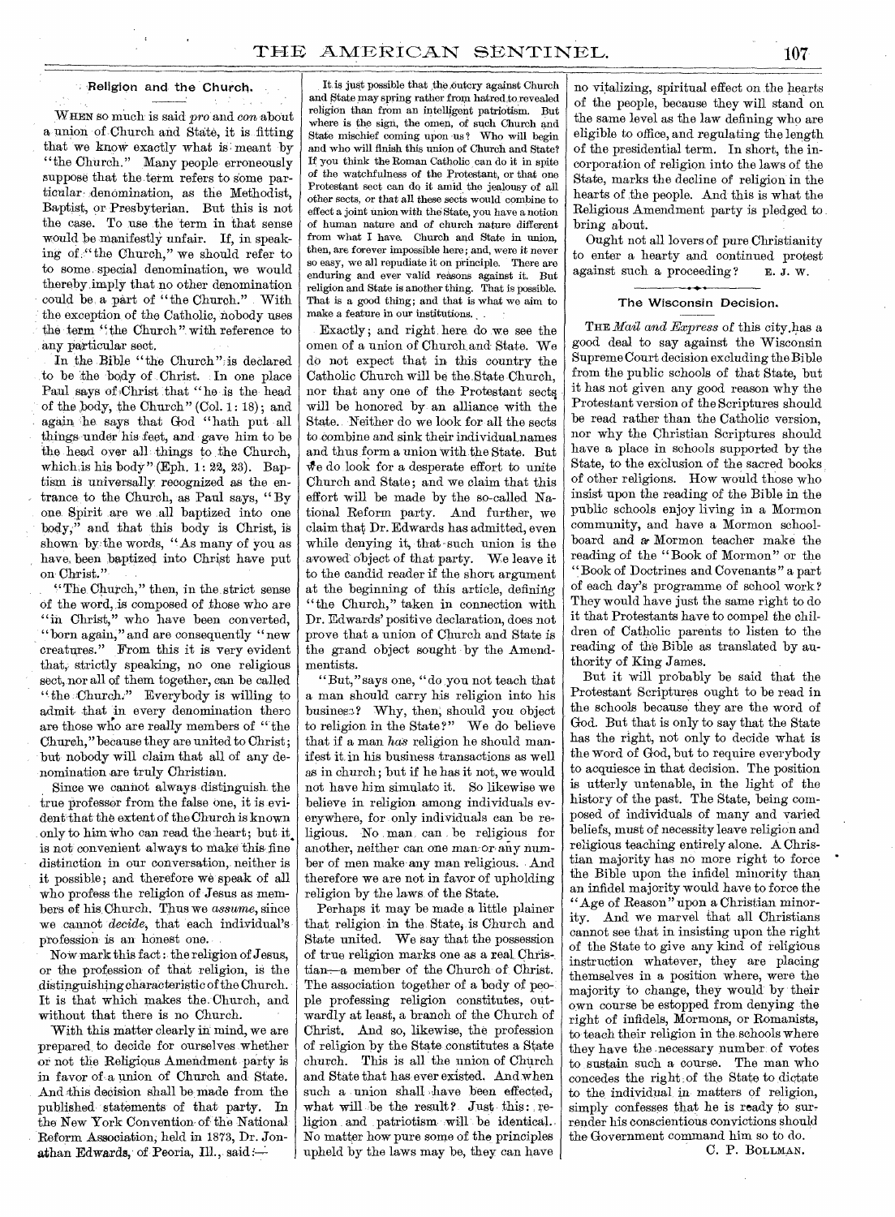## Religion and the Church.

WHEN so much is said *pro* and *con* about a union of Church and State, it is fitting that we know exactly what is meant by "the Church." Many people erroneously suppose that the term refers to some particular denomination, as the Methodist, Baptist, or Presbyterian. But this is not the case. To use the term in that sense would be manifestly unfair. If, in speaking of "the Church," we should refer to to some special denomination, we would thereby imply that no other denomination could be a part of "the Church." With the exception of the Catholic, nobody uses the term "the Church" with reference to any particular sect.

In the Bible "the Church" is declared to be the body of Christ. In one place Paul says of Christ that "he is the head of the body, the Church" (Col. 1: 18); and again he says that God "hath put all things under his feet, and gave him to be the head over all things to the Church, which is his body" (Eph. 1: 22, 23). Baptism is universally recognized as the entrance to the Church, as Paul says, "By one Spirit are we all baptized into one body," and that this body is Christ, is shown by the words, "As many of you as have been baptized into Christ have put on Christ."

"The Church," then, in the strict sense of the word, is composed of those who are "in Christ," who have been converted, "born again," and are consequently "new creatures." From this it is very evident that, strictly speaking, no one religious sect, nor all of them together, can be called "the Church." Everybody is willing to admit that in every denomination there are those who are really members of "the Church," because they are united to Christ; but nobody will claim that all of any denomination are truly Christian.

Since we cannot always distinguish the true professor from the false one, it is evident that the extent of the Church is known only to him who can read the heart; but it is not convenient always to make this fine distinction in our conversation, neither is it possible; and therefore we speak of all who profess the religion of Jesus as members of his Church. Thus we *assume*, since we cannot *decide*, that each individual's profession is an honest one.

Now mark this fact: the religion of Jesus, or the profession of that religion, is the distinguishing characteristic of the Church. It is that which makes the Church, and without that there is no Church.

With this matter clearly in mind, we are prepared to decide for ourselves whether or not the Religious Amendment party is in favor of a union of Church and State. And this decision shall be made from the published statements of that party. In the New York Convention of the National Reform Association, held in 1873, Dr. Jonathan Edwards, of Peoria, Ill., said:—

> It is just possible that the outcry against Church and State may spring rather from hatred to revealed religion than from an intelligent patriotism. But where is the sign, the omen, of such Church and State mischief coming upon us? Who will begin and who will finish this union of Church and State? If you think the Roman Catholic can do it in spite of the watchfulness of the Protestant, or that one Protestant sect can do it amid the jealousy of all other sects, or that all these sects would combine to effect a joint union with the State, you have a notion of human nature and of church nature different from what I have. Church and State in union, then, are forever impossible here; and, were it never so easy, we all repudiate it on principle. There are enduring and ever valid reasons against it. But religion and State is another thing. That is possible. That is a good thing; and that is what we aim to make a feature in our institutions.

Exactly; and right here do we see the omen of a union of Church and State. We do not expect that in this country the Catholic Church will be the State Church, nor that any one of the Protestant sects will be honored by an alliance with the State. Neither do we look for all the sects to combine and sink their individual names and thus form a union with the State. But we do look for a desperate effort to unite Church and State; and we claim that this effort will be made by the so-called National Reform party. And further, we claim that Dr. Edwards has admitted, even while denying it, that such union is the avowed object of that party. We leave it to the candid reader if the short argument at the beginning of this article, defining "the Church," taken in connection with Dr. Edwards' positive declaration, does not prove that a union of Church and State is the grand object sought by the Amendmentists.

"But," says one, "do you not teach that a man should carry his religion into his business? Why, then, should you object to religion in the State?" We do believe that if a man *has* religion he should manifest it in his business transactions as well as in church; but if he has it not, we would not have him simulate it. So likewise we believe in religion among individuals everywhere, for only individuals can be religious. No man can be religious for another, neither can one man or any number of men make any man religious. And therefore we are not in favor of upholding religion by the laws of the State.

Perhaps it may be made a little plainer that religion in the State, is Church and State united. We say that the possession of true religion marks one as a real Christian—a member of the Church of Christ. The association together of a body of people professing religion constitutes, outwardly at least, a branch of the Church of Christ. And so, likewise, the profession of religion by the State constitutes a State church. This is all the union of Church and State that has ever existed. And when such a union shall have been effected, what will be the result? Just this: religion and patriotism will be identical. No matter how pure some of the principles upheld by the laws may be, they can have no vitalizing, spiritual effect on the hearts of the people, because they will stand on the same level as the law defining who are eligible to office, and regulating the length of the presidential term. In short, the incorporation of religion into the laws of the State, marks the decline of religion in the hearts of the people. And this is what the Religious Amendment party is pledged to bring about.

Ought not all lovers of pure Christianity to enter a hearty and continued protest against such a proceeding? E. J. W.

## The Wisconsin Decision.

THE *Mail and Express* of this city has a good deal to say against the Wisconsin Supreme Court decision excluding the Bible from the public schools of that State, but it has not given any good reason why the Protestant version of the Scriptures should be read rather than the Catholic version, nor why the Christian Scriptures should have a place in schools supported by the State, to the exclusion of the sacred books of other religions. How would those who insist upon the reading of the Bible in the public schools enjoy living in a Mormon community, and have a Mormon schoolboard and a Mormon teacher make the reading of the "Book of Mormon" or the "Book of Doctrines and Covenants" a part of each day's programme of school work? They would have just the same right to do it that Protestants have to compel the children of Catholic parents to listen to the reading of the Bible as translated by authority of King James.

But it will probably be said that the Protestant Scriptures ought to be read in the schools because they are the word of God. But that is only to say that the State has the right, not only to decide what is the word of God, but to require everybody to acquiesce in that decision. The position is utterly untenable, in the light of the history of the past. The State, being composed of individuals of many and varied beliefs, must of necessity leave religion and religious teaching entirely alone. A Christian majority has no more right to force the Bible upon the infidel minority than an infidel majority would have to force the "Age of Reason" upon a Christian minority. And we marvel that all Christians cannot see that in insisting upon the right of the State to give any kind of religious instruction whatever, they are placing themselves in a position where, were the majority to change, they would by their own course be estopped from denying the right of infidels, Mormons, or Romanists, to teach their religion in the schools where they have the necessary number of votes to sustain such a course. The man who concedes the right of the State to dictate to the individual in matters of religion, simply confesses that he is ready to surrender his conscientious convictions should the Government command him so to do.

C. P. BOLLMAN.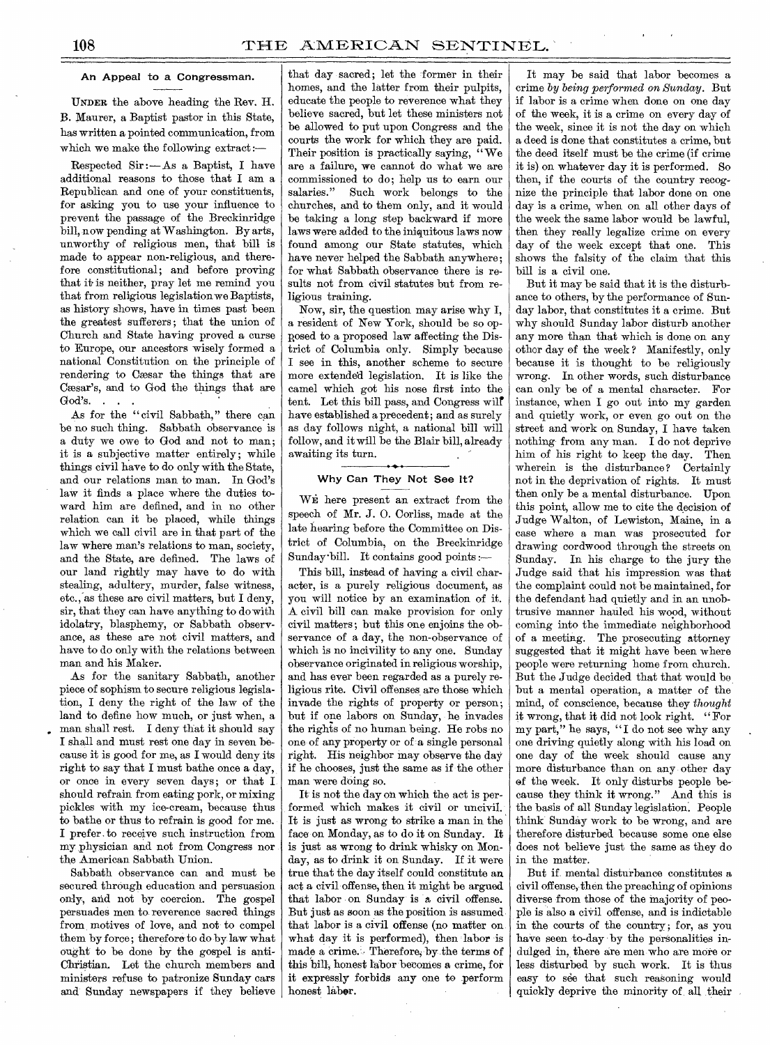## An Appeal to a Congressman.

UNDER the above heading the Rev. H. B. Maurer, a Baptist pastor in this State, has written a pointed communication, from which we make the following extract:—

Respected Sir:—As a Baptist, I have additional reasons to those that I am a Republican and one of your constituents, for asking you to use your influence to prevent the passage of the Breckinridge bill, now pending at Washington. By arts, unworthy of religious men, that bill is made to appear non-religious, and therefore constitutional; and before proving that it is neither, pray let me remind you that from religious legislation we Baptists, as history shows, have in times past been the greatest sufferers; that the union of Church and State having proved a curse to Europe, our ancestors wisely formed a national Constitution on the principle of rendering to Cæsar the things that are Cæsar's, and to God the things that are God's. . . .

As for the "civil Sabbath," there can be no such thing. Sabbath observance is a duty we owe to God and not to man; it is a subjective matter entirely; while things civil have to do only with the State, and our relations man to man. In God's law it finds a place where the duties toward him are defined, and in no other relation can it be placed, while things which we call civil are in that part of the law where man's relations to man, society, and the State, are defined. The laws of our land rightly may have to do with stealing, adultery, murder, false witness, etc., as these are civil matters, but I deny, sir, that they can have anything to do with idolatry, blasphemy, or Sabbath observance, as these are not civil matters, and have to do only with the relations between man and his Maker.

As for the sanitary Sabbath, another piece of sophism to secure religious legislation, I deny the right of the law of the land to define how much, or just when, a man shall rest. I deny that it should say I shall and must rest one day in seven because it is good for me, as I would deny its right to say that I must bathe once a day, or once in every seven days; or that I should refrain from eating pork, or mixing pickles with my ice-cream, because thus to bathe or thus to refrain is good for me. I prefer to receive such instruction from my physician and not from Congress nor the American Sabbath Union.

Sabbath observance can and must be secured through education and persuasion only, and not by coercion. The gospel persuades men to reverence sacred things from motives of love, and not to compel them by force; therefore to do by law what ought to be done by the gospel is anti-Christian. Let the church members and ministers refuse to patronize Sunday cars and Sunday newspapers if they believe that day sacred; let the former in their homes, and the latter from their pulpits, educate the people to reverence what they believe sacred, but let these ministers not be allowed to put upon Congress and the courts the work for which they are paid. Their position is practically saying, "We are a failure, we cannot do what we are commissioned to do; help us to earn our salaries." Such work belongs to the churches, and to them only, and it would be taking a long step backward if more laws were added to the iniquitous laws now found among our State statutes, which have never helped the Sabbath anywhere; for what Sabbath observance there is results not from civil statutes but from religious training.

Now, sir, the question may arise why I, a resident of New York, should be so opposed to a proposed law affecting the District of Columbia only. Simply because I see in this, another scheme to secure more extended legislation. It is like the camel which got his nose first into the tent. Let this bill pass, and Congress will have established a precedent; and as surely as day follows night, a national bill will follow, and it will be the Blair bill, already awaiting its turn.

## Why Can They Not See It?

WE here present an extract from the speech of Mr. J. O. Corliss, made at the late hearing before the Committee on District of Columbia, on the Breckinridge Sunday bill. It contains good points:—

This bill, instead of having a civil character, is a purely religious document, as you will notice by an examination of it. A civil bill can make provision for only civil matters; but this one enjoins the observance of a day, the non-observance of which is no incivility to any one. Sunday observance originated in religious worship, and has ever been regarded as a purely religious rite. Civil offenses are those which invade the rights of property or person; but if one labors on Sunday, he invades the rights of no human being. He robs no one of any property or of a single personal right. His neighbor may observe the day if he chooses, just the same as if the other man were doing so.

It is not the day on which the act is performed which makes it civil or uncivil. It is just as wrong to strike a man in the face on Monday, as to do it on Sunday. It is just as wrong to drink whisky on Monday, as to drink it on Sunday. If it were true that the day itself could constitute an act a civil offense, then it might be argued that labor on Sunday is a civil offense. But just as soon as the position is assumed that labor is a civil offense (no matter on what day it is performed), then labor is made a crime. Therefore, by the terms of this bill, honest labor becomes a crime, for it expressly forbids any one to perform honest labor.

It may be said that labor becomes a crime *by being performed on Sunday*. But if labor is a crime when done on one day of the week, it is a crime on every day of the week, since it is not the day on which a deed is done that constitutes a crime, but the deed itself must be the crime (if crime it is) on whatever day it is performed. So then, if the courts of the country recognize the principle that labor done on one day is a crime, when on all other days of the week the same labor would be lawful, then they really legalize crime on every day of the week except that one. This shows the falsity of the claim that this bill is a civil one.

But it may be said that it is the disturbance to others, by the performance of Sunday labor, that constitutes it a crime. But why should Sunday labor disturb another any more than that which is done on any other day of the week? Manifestly, only because it is thought to be religiously wrong. In other words, such disturbance can only be of a mental character. For instance, when I go out into my garden and quietly work, or even go out on the street and work on Sunday, I have taken nothing from any man. I do not deprive him of his right to keep the day. Then wherein is the disturbance? Certainly not in the deprivation of rights. It must then only be a mental disturbance. Upon this point, allow me to cite the decision of Judge Walton, of Lewiston, Maine, in a case where a man was prosecuted for drawing cordwood through the streets on Sunday. In his charge to the jury the Judge said that his impression was that the complaint could not be maintained, for the defendant had quietly and in an unobtrusive manner hauled his wood, without coming into the immediate neighborhood of a meeting. The prosecuting attorney suggested that it might have been where people were returning home from church. But the Judge decided that that would be but a mental operation, a matter of the mind, of conscience, because they *thought* it wrong, that it did not look right. "For my part," he says, "I do not see why any one driving quietly along with his load on one day of the week should cause any more disturbance than on any other day of the week. It only disturbs people because they think it wrong." And this is the basis of all Sunday legislation. People think Sunday work to be wrong, and are therefore disturbed because some one else does not believe just the same as they do in the matter.

But if mental disturbance constitutes a civil offense, then the preaching of opinions diverse from those of the majority of people is also a civil offense, and is indictable in the courts of the country; for, as you have seen to-day by the personalities indulged in, there are men who are more or less disturbed by such work. It is thus easy to see that such reasoning would quickly deprive the minority of all their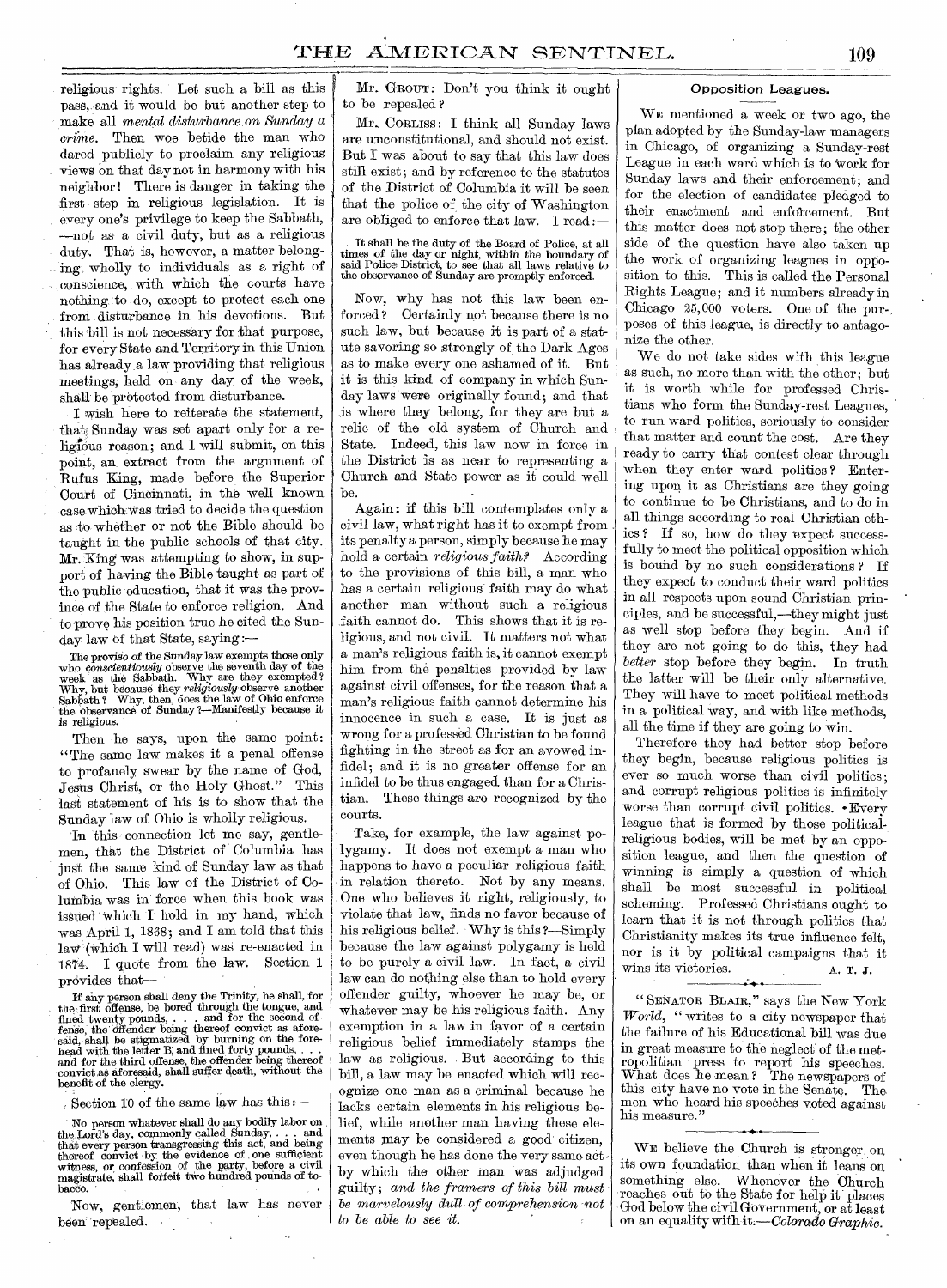religious rights. Let such a bill as this pass, and it would be but another step to make all *mental disturbance on Sunday a crime*. Then woe betide the man who dared publicly to proclaim any religious views on that day not in harmony with his neighbor! There is danger in taking the first step in religious legislation. It is every one's privilege to keep the Sabbath, —not as a civil duty, but as a religious duty. That is, however, a matter belonging wholly to individuals as a right of conscience, with which the courts have nothing to do, except to protect each one from disturbance in his devotions. But this bill is not necessary for that purpose, for every State and Territory in this Union has already a law providing that religious meetings, held on any day of the week, shall be protected from disturbance.

I wish here to reiterate the statement, that Sunday was set apart only for a religious reason; and I will submit, on this point, an extract from the argument of Rufus King, made before the Superior Court of Cincinnati, in the well known case which was tried to decide the question as to whether or not the Bible should be taught in the public schools of that city. Mr. King was attempting to show, in support of having the Bible taught as part of the public education, that it was the province of the State to enforce religion. And to prove his position true he cited the Sunday law of that State, saying:—

> The proviso of the Sunday law exempts those only who *conscientiously* observe the seventh day of the week as the Sabbath. Why are they exempted? Why, but because they *religiously* observe another Sabbath? Why, then, does the law of Ohio enforce the observance of Sunday?—Manifestly because it is religious.

Then he says, upon the same point: "The same law makes it a penal offense to profanely swear by the name of God, Jesus Christ, or the Holy Ghost." This last statement of his is to show that the Sunday law of Ohio is wholly religious.

In this connection let me say, gentlemen, that the District of Columbia has just the same kind of Sunday law as that of Ohio. This law of the District of Columbia was in force when this book was issued which I hold in my hand, which was April 1, 1868; and I am told that this law (which I will read) was re-enacted in 1874. I quote from the law. Section 1 provides that—

> If any person shall deny the Trinity, he shall, for the first offense, be bored through the tongue, and fined twenty pounds, . . . and for the second offense, the offender being thereof convict as aforesaid, shall be stigmatized by burning on the forehead with the letter B, and fined forty pounds, . . . and for the third offense, the offender being thereof convict as aforesaid, shall suffer death, without the benefit of the clergy.

Section 10 of the same law has this:—

> No person whatever shall do any bodily labor on the Lord's day, commonly called Sunday, . . . and that every person transgressing this act, and being thereof convict by the evidence of one sufficient witness, or confession of the party, before a civil magistrate, shall forfeit two hundred pounds of tobacco.

Now, gentlemen, that law has never been repealed.

MR. GROUT: Don't you think it ought to be repealed?

MR. CORLISS: I think all Sunday laws are unconstitutional, and should not exist. But I was about to say that this law does still exist; and by reference to the statutes of the District of Columbia it will be seen that the police of the city of Washington are obliged to enforce that law. I read:—

> It shall be the duty of the Board of Police, at all times of the day or night, within the boundary of said Police District, to see that all laws relative to the observance of Sunday are promptly enforced.

Now, why has not this law been enforced? Certainly not because there is no such law, but because it is part of a statute savoring so strongly of the Dark Ages as to make every one ashamed of it. But it is this kind of company in which Sunday laws were originally found; and that is where they belong, for they are but a relic of the old system of Church and State. Indeed, this law now in force in the District is as near to representing a Church and State power as it could well be.

Again: if this bill contemplates only a civil law, what right has it to exempt from its penalty a person, simply because he may hold a certain *religious faith?* According to the provisions of this bill, a man who has a certain religious faith may do what another man without such a religious faith cannot do. This shows that it is religious, and not civil. It matters not what a man's religious faith is, it cannot exempt him from the penalties provided by law against civil offenses, for the reason that a man's religious faith cannot determine his innocence in such a case. It is just as wrong for a professed Christian to be found fighting in the street as for an avowed infidel; and it is no greater offense for an infidel to be thus engaged than for a Christian. These things are recognized by the courts.

Take, for example, the law against polygamy. It does not exempt a man who happens to have a peculiar religious faith in relation thereto. Not by any means. One who believes it right, religiously, to violate that law, finds no favor because of his religious belief. Why is this?—Simply because the law against polygamy is held to be purely a civil law. In fact, a civil law can do nothing else than to hold every offender guilty, whoever he may be, or whatever may be his religious faith. Any exemption in a law in favor of a certain religious belief immediately stamps the law as religious. But according to this bill, a law may be enacted which will recognize one man as a criminal because he lacks certain elements in his religious belief, while another man having these elements may be considered a good citizen, even though he has done the very same act by which the other man was adjudged guilty; *and the framers of this bill must be marvelously dull of comprehension not to be able to see it.*

### Opposition Leagues.

WE mentioned a week or two ago, the plan adopted by the Sunday-law managers in Chicago, of organizing a Sunday-rest League in each ward which is to work for Sunday laws and their enforcement; and for the election of candidates pledged to their enactment and enforcement. But this matter does not stop there; the other side of the question have also taken up the work of organizing leagues in opposition to this. This is called the Personal Rights League; and it numbers already in Chicago 25,000 voters. One of the purposes of this league, is directly to antagonize the other.

We do not take sides with this league as such, no more than with the other; but it is worth while for professed Christians who form the Sunday-rest Leagues, to run ward politics, seriously to consider that matter and count the cost. Are they ready to carry that contest clear through when they enter ward politics? Entering upon it as Christians are they going to continue to be Christians, and to do in all things according to real Christian ethics? If so, how do they expect successfully to meet the political opposition which is bound by no such considerations? If they expect to conduct their ward politics in all respects upon sound Christian principles, and be successful,—they might just as well stop before they begin. And if they are not going to do this, they had *better* stop before they begin. In truth the latter will be their only alternative. They will have to meet political methods in a political way, and with like methods, all the time if they are going to win.

Therefore they had better stop before they begin, because religious politics is ever so much worse than civil politics; and corrupt religious politics is infinitely worse than corrupt civil politics. Every league that is formed by those political-religious bodies, will be met by an opposition league, and then the question of winning is simply a question of which shall be most successful in political scheming. Professed Christians ought to learn that it is not through politics that Christianity makes its true influence felt, nor is it by political campaigns that it wins its victories.

A. T. J.

---

"SENATOR BLAIR," says the New York *World*, "writes to a city newspaper that the failure of his Educational bill was due in great measure to the neglect of the metropolitan press to report his speeches. What does he mean? The newspapers of this city have no vote in the Senate. The men who heard his speeches voted against his measure."

---

WE believe the Church is stronger on its own foundation than when it leans on something else. Whenever the Church reaches out to the State for help it places God below the civil Government, or at least on an equality with it.—*Colorado Graphic.*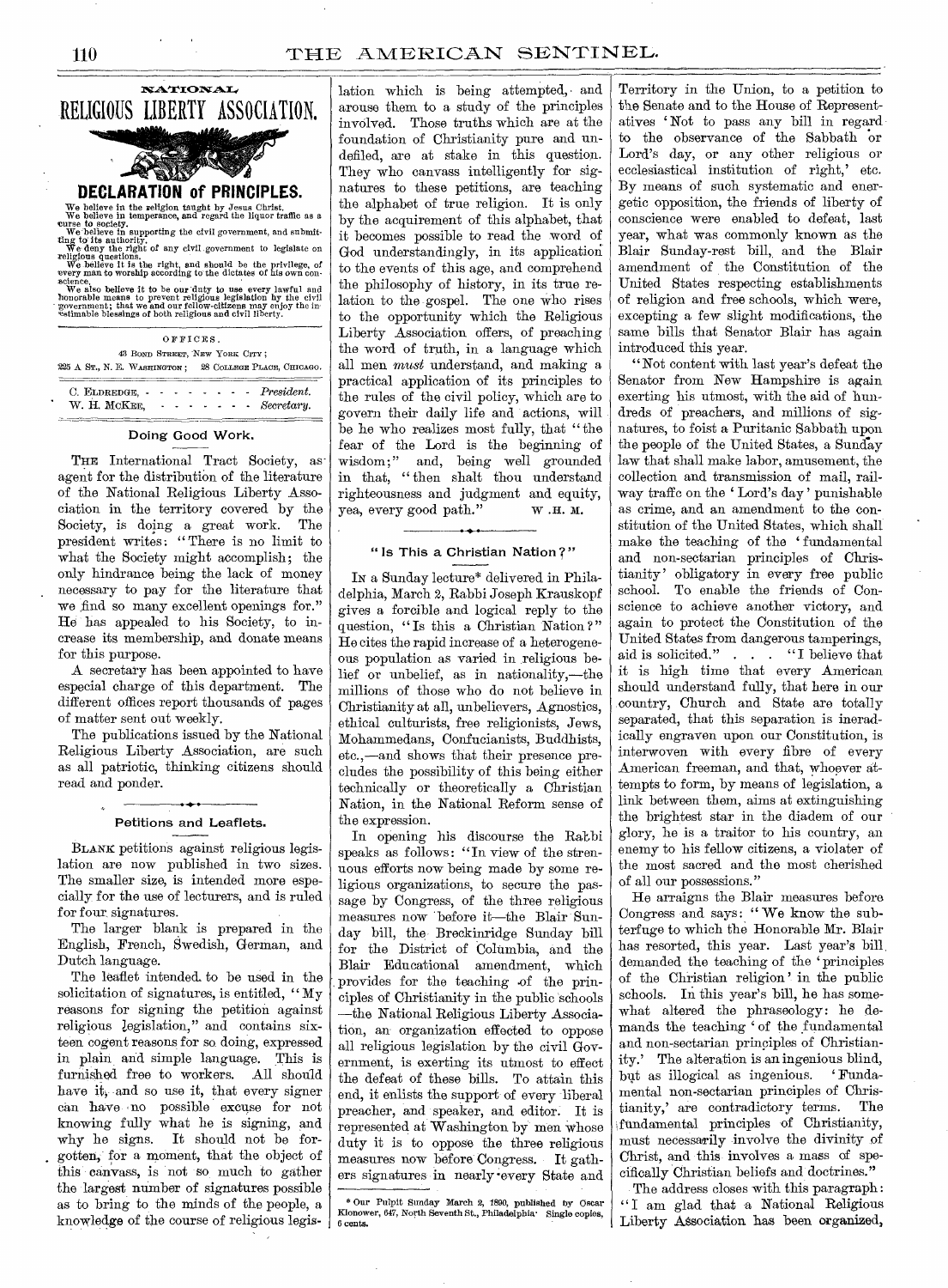# NATIONAL RELIGIOUS LIBERTY ASSOCIATION.

## DECLARATION of PRINCIPLES.

We believe in the religion taught by Jesus Christ.

We believe in temperance, and regard the liquor traffic as a curse to society.

We believe in supporting the civil government, and submitting to its authority.

We deny the right of any civil government to legislate on religious questions.

We believe it is the right, and should be the privilege, of every man to worship according to the dictates of his own conscience.

We also believe it to be our duty to use every lawful and honorable means to prevent religious legislation by the civil government; that we and our fellow-citizens may enjoy the inestimable blessings of both religious and civil liberty.

OFFICES.

43 BOND STREET, NEW YORK CITY;

225 A ST., N. E. WASHINGTON; 28 COLLEGE PLACE, CHICAGO.

C. ELDREDGE, - - - - - - - - *President.*

W. H. MCKEE, - - - - - - - *Secretary.*

### Doing Good Work.

THE International Tract Society, as agent for the distribution of the literature of the National Religious Liberty Association in the territory covered by the Society, is doing a great work. The president writes: "There is no limit to what the Society might accomplish; the only hindrance being the lack of money necessary to pay for the literature that we find so many excellent openings for." He has appealed to his Society, to increase its membership, and donate means for this purpose.

A secretary has been appointed to have especial charge of this department. The different offices report thousands of pages of matter sent out weekly.

The publications issued by the National Religious Liberty Association, are such as all patriotic, thinking citizens should read and ponder.

### Petitions and Leaflets.

BLANK petitions against religious legislation are now published in two sizes. The smaller size, is intended more especially for the use of lecturers, and is ruled for four signatures.

The larger blank is prepared in the English, French, Swedish, German, and Dutch language.

The leaflet intended to be used in the solicitation of signatures, is entitled, "My reasons for signing the petition against religious legislation," and contains sixteen cogent reasons for so doing, expressed in plain and simple language. This is furnished free to workers. All should have it, and so use it, that every signer can have no possible excuse for not knowing fully what he is signing, and why he signs. It should not be forgotten, for a moment, that the object of this canvass, is not so much to gather the largest number of signatures possible as to bring to the minds of the people, a knowledge of the course of religious legislation which is being attempted, and arouse them to a study of the principles involved. Those truths which are at the foundation of Christianity pure and undefiled, are at stake in this question. They who canvass intelligently for signatures to these petitions, are teaching the alphabet of true religion. It is only by the acquirement of this alphabet, that it becomes possible to read the word of God understandingly, in its application to the events of this age, and comprehend the philosophy of history, in its true relation to the gospel. The one who rises to the opportunity which the Religious Liberty Association offers, of preaching the word of truth, in a language which all men *must* understand, and making a practical application of its principles to the rules of the civil policy, which are to govern their daily life and actions, will be he who realizes most fully, that "the fear of the Lord is the beginning of wisdom;" and, being well grounded in that, "then shalt thou understand righteousness and judgment and equity, yea, every good path." W. H. M.

### "Is This a Christian Nation?"

IN a Sunday lecture* delivered in Philadelphia, March 2, Rabbi Joseph Krauskopf gives a forcible and logical reply to the question, "Is this a Christian Nation?" He cites the rapid increase of a heterogeneous population as varied in religious belief or unbelief, as in nationality,—the millions of those who do not believe in Christianity at all, unbelievers, Agnostics, ethical culturists, free religionists, Jews, Mohammedans, Confucianists, Buddhists, etc.,—and shows that their presence precludes the possibility of this being either technically or theoretically a Christian Nation, in the National Reform sense of the expression.

In opening his discourse the Rabbi speaks as follows: "In view of the strenuous efforts now being made by some religious organizations, to secure the passage by Congress, of the three religious measures now before it—the Blair Sunday bill, the Breckinridge Sunday bill for the District of Columbia, and the Blair Educational amendment, which provides for the teaching of the principles of Christianity in the public schools—the National Religious Liberty Association, an organization effected to oppose all religious legislation by the civil Government, is exerting its utmost to effect the defeat of these bills. To attain this end, it enlists the support of every liberal preacher, and speaker, and editor. It is represented at Washington by men whose duty it is to oppose the three religious measures now before Congress. It gathers signatures in nearly every State and Territory in the Union, to a petition to the Senate and to the House of Representatives 'Not to pass any bill in regard to the observance of the Sabbath or Lord's day, or any other religious or ecclesiastical institution of right,' etc. By means of such systematic and energetic opposition, the friends of liberty of conscience were enabled to defeat, last year, what was commonly known as the Blair Sunday-rest bill, and the Blair amendment of the Constitution of the United States respecting establishments of religion and free schools, which were, excepting a few slight modifications, the same bills that Senator Blair has again introduced this year.

"Not content with last year's defeat the Senator from New Hampshire is again exerting his utmost, with the aid of hundreds of preachers, and millions of signatures, to foist a Puritanic Sabbath upon the people of the United States, a Sunday law that shall make labor, amusement, the collection and transmission of mail, railway traffic on the 'Lord's day' punishable as crime, and an amendment to the constitution of the United States, which shall make the teaching of the 'fundamental and non-sectarian principles of Christianity' obligatory in every free public school. To enable the friends of Conscience to achieve another victory, and again to protect the Constitution of the United States from dangerous tamperings, aid is solicited." . . . "I believe that it is high time that every American should understand fully, that here in our country, Church and State are totally separated, that this separation is ineradically engraven upon our Constitution, is interwoven with every fibre of every American freeman, and that, whoever attempts to form, by means of legislation, a link between them, aims at extinguishing the brightest star in the diadem of our glory, he is a traitor to his country, an enemy to his fellow citizens, a violater of the most sacred and the most cherished of all our possessions."

He arraigns the Blair measures before Congress and says: "We know the subterfuge to which the Honorable Mr. Blair has resorted, this year. Last year's bill demanded the teaching of the 'principles of the Christian religion' in the public schools. In this year's bill, he has somewhat altered the phraseology: he demands the teaching 'of the fundamental and non-sectarian principles of Christianity.' The alteration is an ingenious blind, but as illogical as ingenious. 'Fundamental non-sectarian principles of Christianity,' are contradictory terms. The fundamental principles of Christianity, must necessarily involve the divinity of Christ, and this involves a mass of specifically Christian beliefs and doctrines."

The address closes with this paragraph: "I am glad that a National Religious Liberty Association has been organized,

\* Our Pulpit Sunday March 2, 1890, published by Oscar Klonower, 647, North Seventh St., Philadelphia. Single copies, 6 cents.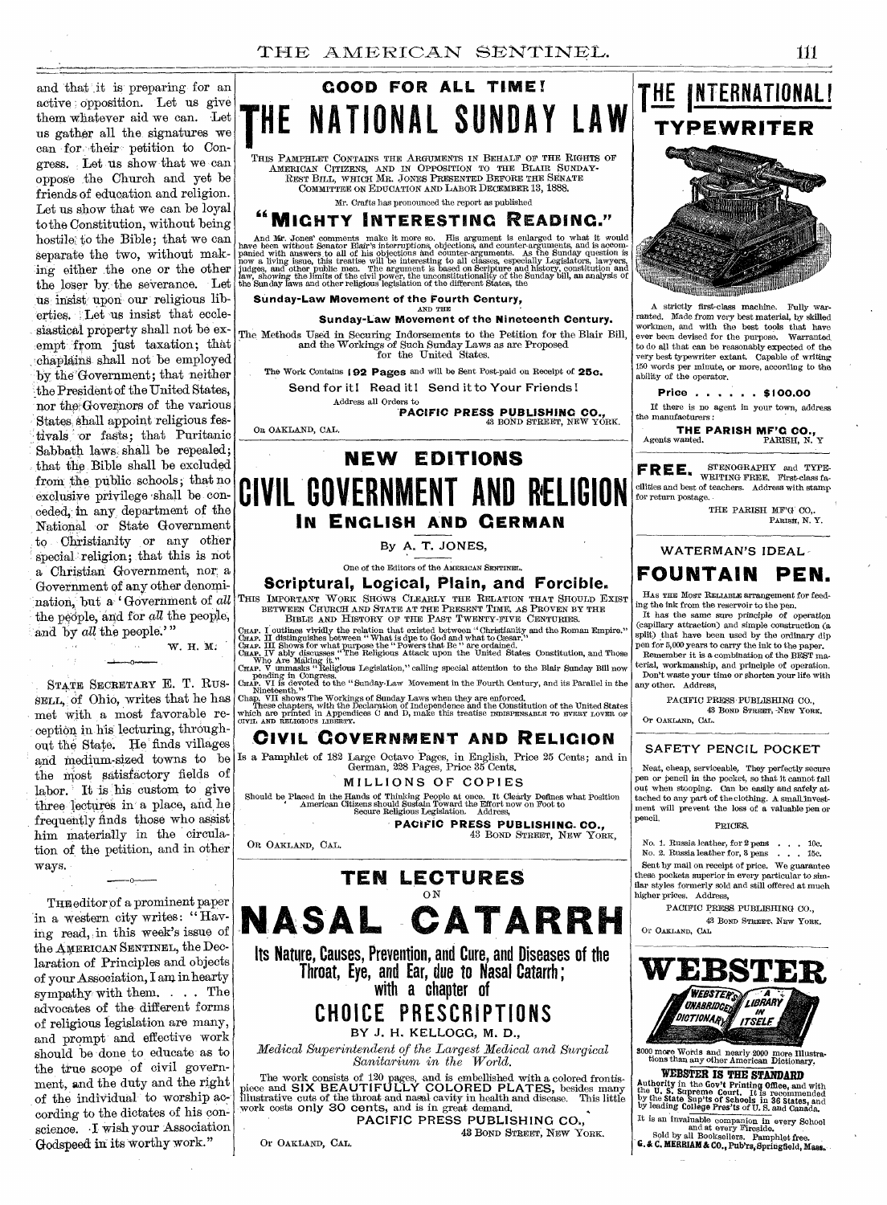and that it is preparing for an active opposition. Let us give them whatever aid we can. Let us gather all the signatures we can for their petition to Congress. Let us show that we can oppose the Church and yet be friends of education and religion. Let us show that we can be loyal to the Constitution, without being hostile to the Bible; that we can separate the two, without making either the one or the other the loser by the severance. Let us insist upon our religious liberties. Let us insist that ecclesiastical property shall not be exempt from just taxation; that chaplains shall not be employed by the Government; that neither the President of the United States, nor the Governors of the various States shall appoint religious festivals or fasts; that Puritanic Sabbath laws shall be repealed; that the Bible shall be excluded from the public schools; that no exclusive privilege shall be conceded, in any department of the National or State Government to Christianity or any other special religion; that this is not a Christian Government, nor a Government of any other denomination, but a 'Government of *all* the people, and for *all* the people, and by *all* the people.'"

W. H. M.

---

STATE SECRETARY E. T. RUSSELL, of Ohio, writes that he has met with a most favorable reception in his lecturing, throughout the State. He finds villages and medium-sized towns to be the most satisfactory fields of labor. It is his custom to give three lectures in a place, and he frequently finds those who assist him materially in the circulation of the petition, and in other ways.

---

THE editor of a prominent paper in a western city writes: "Having read, in this week's issue of the AMERICAN SENTINEL, the Declaration of Principles and objects of your Association, I am in hearty sympathy with them. . . . The advocates of the different forms of religious legislation are many, and prompt and effective work should be done to educate as to the true scope of civil government, and the duty and the right of the individual to worship according to the dictates of his conscience. I wish your Association Godspeed in its worthy work."

---

## GOOD FOR ALL TIME!

# THE NATIONAL SUNDAY LAW

THIS PAMPHLET CONTAINS THE ARGUMENTS IN BEHALF OF THE RIGHTS OF AMERICAN CITIZENS, AND IN OPPOSITION TO THE BLAIR SUNDAY-REST BILL, WHICH MR. JONES PRESENTED BEFORE THE SENATE COMMITTEE ON EDUCATION AND LABOR DECEMBER 13, 1888.

Mr. Crafts has pronounced the report as published

## "MIGHTY INTERESTING READING."

And Mr. Jones' comments make it more so. His argument is enlarged to what it would have been without Senator Blair's interruptions, objections, and counter-arguments, and is accompanied with answers to all of his objections and counter-arguments. As the Sunday question is now a living issue, this treatise will be interesting to all classes, especially Legislators, lawyers, judges, and other public men. The argument is based on Scripture and history, constitution and law, showing the limits of the civil power, the unconstitutionality of the Sunday bill, an analysis of the Sunday laws and other religious legislation of the different States, the

**Sunday-Law Movement of the Fourth Century,**

AND THE

**Sunday-Law Movement of the Nineteenth Century.**

The Methods Used in Securing Indorsements to the Petition for the Blair Bill, and the Workings of Such Sunday Laws as are Proposed for the United States.

The Work Contains **192 Pages** and will be Sent Post-paid on Receipt of **25c.**

Send for it! Read it! Send it to Your Friends!

Address all Orders to

**PACIFIC PRESS PUBLISHING CO.,**
43 BOND STREET, NEW YORK.
OR OAKLAND, CAL.

---

## NEW EDITIONS

# CIVIL GOVERNMENT AND RELIGION

## IN ENGLISH AND GERMAN

By A. T. JONES,

One of the Editors of the AMERICAN SENTINEL.

### Scriptural, Logical, Plain, and Forcible.

THIS IMPORTANT WORK SHOWS CLEARLY THE RELATION THAT SHOULD EXIST BETWEEN CHURCH AND STATE AT THE PRESENT TIME, AS PROVEN BY THE BIBLE AND HISTORY OF THE PAST TWENTY-FIVE CENTURIES.

CHAP. I outlines vividly the relation that existed between "Christianity and the Roman Empire."
CHAP. II distinguishes between "What is due to God and what to Cæsar."
CHAP. III Shows for what purpose the "Powers that Be" are ordained.
CHAP. IV ably discusses "The Religious Attack upon the United States Constitution, and Those Who Are Making it."
CHAP. V unmasks "Religious Legislation," calling special attention to the Blair Sunday Bill now pending in Congress.
CHAP. VI is devoted to the "Sunday-Law Movement in the Fourth Century, and its Parallel in the Nineteenth."
Chap. VII shows The Workings of Sunday Laws when they are enforced.

These chapters, with the Declaration of Independence and the Constitution of the United States which are printed in Appendices C and D, make this treatise INDISPENSABLE TO EVERY LOVER OF CIVIL AND RELIGIOUS LIBERTY.

### CIVIL GOVERNMENT AND RELIGION

Is a Pamphlet of 182 Large Octavo Pages, in English, Price 25 Cents; and in German, 228 Pages, Price 35 Cents.

MILLIONS OF COPIES

Should be Placed in the Hands of Thinking People at once. It Clearly Defines what Position American Citizens should Sustain Toward the Effort now on Foot to Secure Religious Legislation. Address,

**PACIFIC PRESS PUBLISHING CO.,**
43 BOND STREET, NEW YORK,
OR OAKLAND, CAL.

---

## TEN LECTURES

ON

# NASAL CATARRH

## Its Nature, Causes, Prevention, and Cure, and Diseases of the Throat, Eye, and Ear, due to Nasal Catarrh; with a chapter of CHOICE PRESCRIPTIONS

BY J. H. KELLOGG, M. D.,

*Medical Superintendent of the Largest Medical and Surgical Sanitarium in the World.*

The work consists of 120 pages, and is embellished with a colored frontispiece and SIX BEAUTIFULLY COLORED PLATES, besides many illustrative cuts of the throat and nasal cavity in health and disease. This little work costs only 30 cents, and is in great demand.

PACIFIC PRESS PUBLISHING CO.,
43 BOND STREET, NEW YORK.
OR OAKLAND, CAL.

---

# THE INTERNATIONAL! TYPEWRITER

A strictly first-class machine. Fully warranted. Made from very best material, by skilled workmen, and with the best tools that have ever been devised for the purpose. Warranted to do all that can be reasonably expected of the very best typewriter extant. Capable of writing 150 words per minute, or more, according to the ability of the operator.

**Price . . . . . . $100.00**

If there is no agent in your town, address the manufacturers:

**THE PARISH MF'G CO.,**
Agents wanted. PARISH, N. Y.

---

**FREE.** STENOGRAPHY and TYPEWRITING FREE. First-class facilities and best of teachers. Address with stamp for return postage.

THE PARISH MF'G CO.,
PARISH, N. Y.

---

WATERMAN'S IDEAL

# FOUNTAIN PEN.

HAS THE MOST RELIABLE arrangement for feeding the ink from the reservoir to the pen.

It has the same sure principle of operation (capillary attraction) and simple construction (a split) that have been used by the ordinary dip pen for 5,000 years to carry the ink to the paper.

Remember it is a combination of the BEST material, workmanship, and principle of operation. Don't waste your time or shorten your life with any other. Address,

PACIFIC PRESS PUBLISHING CO.,
43 BOND STREET, NEW YORK.
OR OAKLAND, CAL.

---

SAFETY PENCIL POCKET

Neat, cheap, serviceable, They perfectly secure pen or pencil in the pocket, so that it cannot fall out when stooping. Can be easily and safely attached to any part of the clothing. A small investment will prevent the loss of a valuable pen or pencil.

PRICES.

No. 1. Russia leather, for 2 pens . . . 10c.
No. 2. Russia leather for, 3 pens . . . 15c.

Sent by mail on receipt of price. We guarantee these pockets superior in every particular to similar styles formerly sold and still offered at much higher prices. Address,

PACIFIC PRESS PUBLISHING CO.,
43 BOND STREET, NEW YORK.
OR OAKLAND, CAL.

---

# WEBSTER

WEBSTER'S UNABRIDGED DICTIONARY — A LIBRARY IN ITSELF

3000 more Words and nearly 2000 more Illustrations than any other American Dictionary.

**WEBSTER IS THE STANDARD**

Authority in the Gov't Printing Office, and with the U. S. Supreme Court. It is recommended by the State Sup'ts of Schools in 36 States, and by leading College Pres'ts of U. S. and Canada.

It is an invaluable companion in every School and at every Fireside.

Sold by all Booksellers. Pamphlet free.
G. & C. MERRIAM & CO., Pub'rs, Springfield, Mass.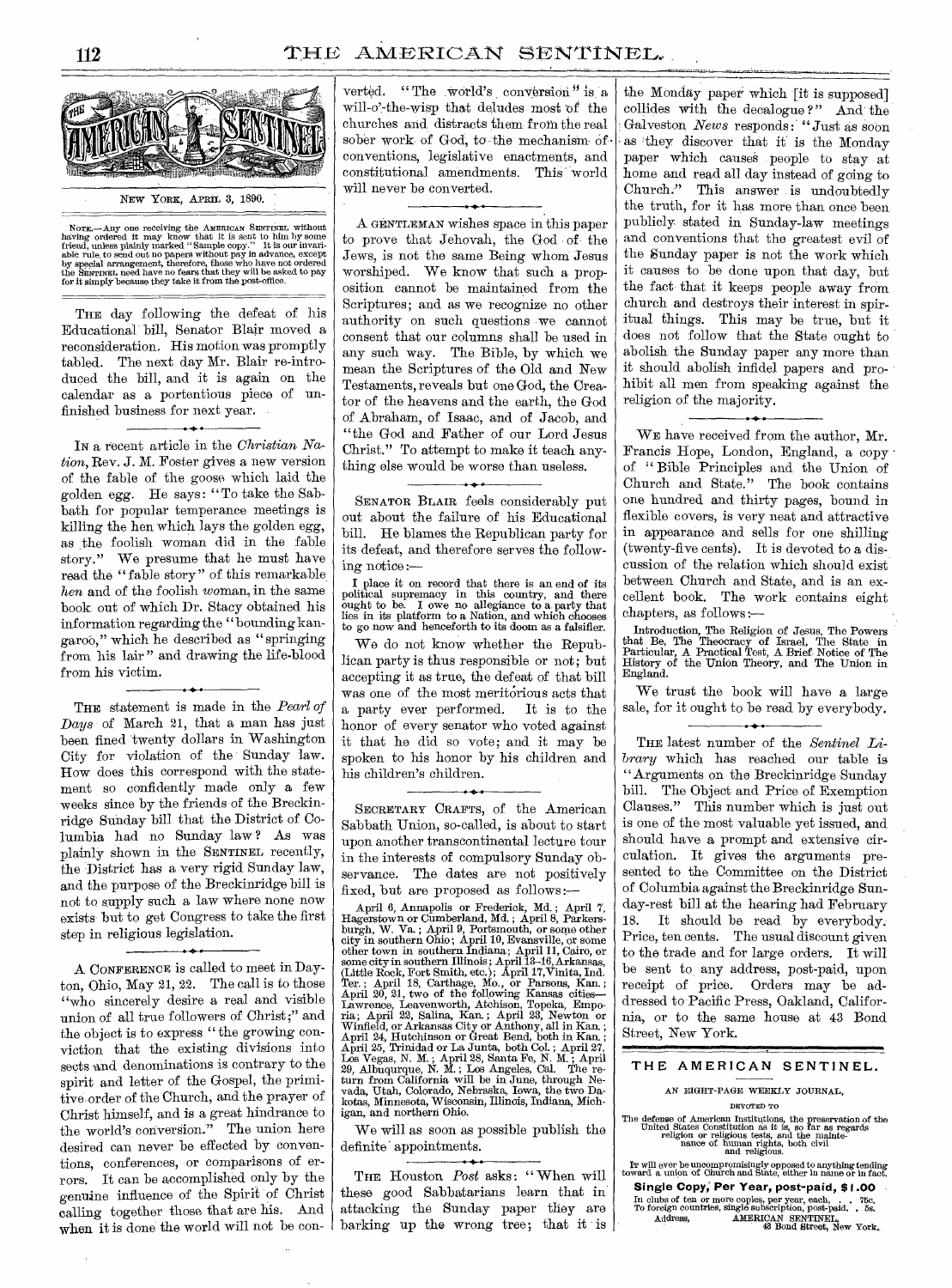NEW YORK, APRIL 3, 1890.

NOTE.—Any one receiving the AMERICAN SENTINEL without having ordered it may know that it is sent to him by some friend, unless plainly marked "Sample copy." It is our invariable rule to send out no papers without pay in advance, except by special arrangement, therefore, those who have not ordered the SENTINEL need have no fears that they will be asked to pay for it simply because they take it from the post-office.

THE day following the defeat of his Educational bill, Senator Blair moved a reconsideration. His motion was promptly tabled. The next day Mr. Blair re-introduced the bill, and it is again on the calendar as a portentious piece of unfinished business for next year.

IN a recent article in the *Christian Nation*, Rev. J. M. Foster gives a new version of the fable of the goose which laid the golden egg. He says: "To take the Sabbath for popular temperance meetings is killing the hen which lays the golden egg, as the foolish woman did in the fable story." We presume that he must have read the "fable story" of this remarkable *hen* and of the foolish *woman*, in the same book out of which Dr. Stacy obtained his information regarding the "bounding kangaroo," which he described as "springing from his lair" and drawing the life-blood from his victim.

THE statement is made in the *Pearl of Days* of March 21, that a man has just been fined twenty dollars in Washington City for violation of the Sunday law. How does this correspond with the statement so confidently made only a few weeks since by the friends of the Breckinridge Sunday bill that the District of Columbia had no Sunday law? As was plainly shown in the SENTINEL recently, the District has a very rigid Sunday law, and the purpose of the Breckinridge bill is not to supply such a law where none now exists but to get Congress to take the first step in religious legislation.

A CONFERENCE is called to meet in Dayton, Ohio, May 21, 22. The call is to those "who sincerely desire a real and visible union of all true followers of Christ;" and the object is to express "the growing conviction that the existing divisions into sects and denominations is contrary to the spirit and letter of the Gospel, the primitive order of the Church, and the prayer of Christ himself, and is a great hindrance to the world's conversion." The union here desired can never be effected by conventions, conferences, or comparisons of errors. It can be accomplished only by the genuine influence of the Spirit of Christ calling together those that are his. And when it is done the world will not be converted. "The world's conversion" is a will-o'-the-wisp that deludes most of the churches and distracts them from the real sober work of God, to the mechanism of conventions, legislative enactments, and constitutional amendments. This world will never be converted.

A GENTLEMAN wishes space in this paper to prove that Jehovah, the God of the Jews, is not the same Being whom Jesus worshiped. We know that such a proposition cannot be maintained from the Scriptures; and as we recognize no other authority on such questions we cannot consent that our columns shall be used in any such way. The Bible, by which we mean the Scriptures of the Old and New Testaments, reveals but one God, the Creator of the heavens and the earth, the God of Abraham, of Isaac, and of Jacob, and "the God and Father of our Lord Jesus Christ." To attempt to make it teach anything else would be worse than useless.

SENATOR BLAIR feels considerably put out about the failure of his Educational bill. He blames the Republican party for its defeat, and therefore serves the following notice:—

> I place it on record that there is an end of its political supremacy in this country, and there ought to be. I owe no allegiance to a party that lies in its platform to a Nation, and which chooses to go now and henceforth to its doom as a falsifier.

We do not know whether the Republican party is thus responsible or not; but accepting it as true, the defeat of that bill was one of the most meritorious acts that a party ever performed. It is to the honor of every senator who voted against it that he did so vote; and it may be spoken to his honor by his children and his children's children.

SECRETARY CRAFTS, of the American Sabbath Union, so-called, is about to start upon another transcontinental lecture tour in the interests of compulsory Sunday observance. The dates are not positively fixed, but are proposed as follows:—

April 6, Annapolis or Frederick, Md.; April 7, Hagerstown or Cumberland, Md.; April 8, Parkersburgh, W. Va.; April 9, Portsmouth, or some other city in southern Ohio; April 10, Evansville, or some other town in southern Indiana; April 11, Cairo, or some city in southern Illinois; April 13-16, Arkansas, (Little Rock, Fort Smith, etc.); April 17, Vinita, Ind. Ter.; April 18, Carthage, Mo., or Parsons, Kan.; April 20, 21, two of the following Kansas cities—Lawrence, Leavenworth, Atchison, Topeka, Emporia; April 22, Salina, Kan.; April 23, Newton or Winfield, or Arkansas City or Anthony, all in Kan.; April 24, Hutchinson or Great Bend, both in Kan.; April 25, Trinidad or La Junta, both Col.; April 27, Los Vegas, N. M.; April 28, Santa Fe, N. M.; April 29, Albuquerque, N. M.; Los Angeles, Cal. The return from California will be in June, through Nevada, Utah, Colorado, Nebraska, Iowa, the two Dakotas, Minnesota, Wisconsin, Illinois, Indiana, Michigan, and northern Ohio.

We will as soon as possible publish the definite appointments.

THE Houston *Post* asks: "When will these good Sabbatarians learn that in attacking the Sunday paper they are barking up the wrong tree; that it is the Monday paper which [it is supposed] collides with the decalogue?" And the Galveston *News* responds: "Just as soon as they discover that it is the Monday paper which causes people to stay at home and read all day instead of going to Church." This answer is undoubtedly the truth, for it has more than once been publicly stated in Sunday-law meetings and conventions that the greatest evil of the Sunday paper is not the work which it causes to be done upon that day, but the fact that it keeps people away from church and destroys their interest in spiritual things. This may be true, but it does not follow that the State ought to abolish the Sunday paper any more than it should abolish infidel papers and prohibit all men from speaking against the religion of the majority.

WE have received from the author, Mr. Francis Hope, London, England, a copy of "Bible Principles and the Union of Church and State." The book contains one hundred and thirty pages, bound in flexible covers, is very neat and attractive in appearance and sells for one shilling (twenty-five cents). It is devoted to a discussion of the relation which should exist between Church and State, and is an excellent book. The work contains eight chapters, as follows:—

Introduction, The Religion of Jesus, The Powers that Be, The Theocracy of Israel, The State in Particular, A Practical Test, A Brief Notice of The History of the Union Theory, and The Union in England.

We trust the book will have a large sale, for it ought to be read by everybody.

THE latest number of the *Sentinel Library* which has reached our table is "Arguments on the Breckinridge Sunday bill. The Object and Price of Exemption Clauses." This number which is just out is one of the most valuable yet issued, and should have a prompt and extensive circulation. It gives the arguments presented to the Committee on the District of Columbia against the Breckinridge Sunday-rest bill at the hearing had February 18. It should be read by everybody. Price, ten cents. The usual discount given to the trade and for large orders. It will be sent to any address, post-paid, upon receipt of price. Orders may be addressed to Pacific Press, Oakland, California, or to the same house at 43 Bond Street, New York.

## THE AMERICAN SENTINEL.

AN EIGHT-PAGE WEEKLY JOURNAL,

DEVOTED TO

The defense of American Institutions, the preservation of the United States Constitution as it is, so far as regards religion or religious tests, and the maintenance of human rights, both civil and religious.

IT will ever be uncompromisingly opposed to anything tending toward a union of Church and State, either in name or in fact.

**Single Copy, Per Year, post-paid, $1.00**

In clubs of ten or more copies, per year, each, . . . 75c.
To foreign countries, single subscription, post-paid, . 5s.

Address, AMERICAN SENTINEL,
43 Bond Street, New York.